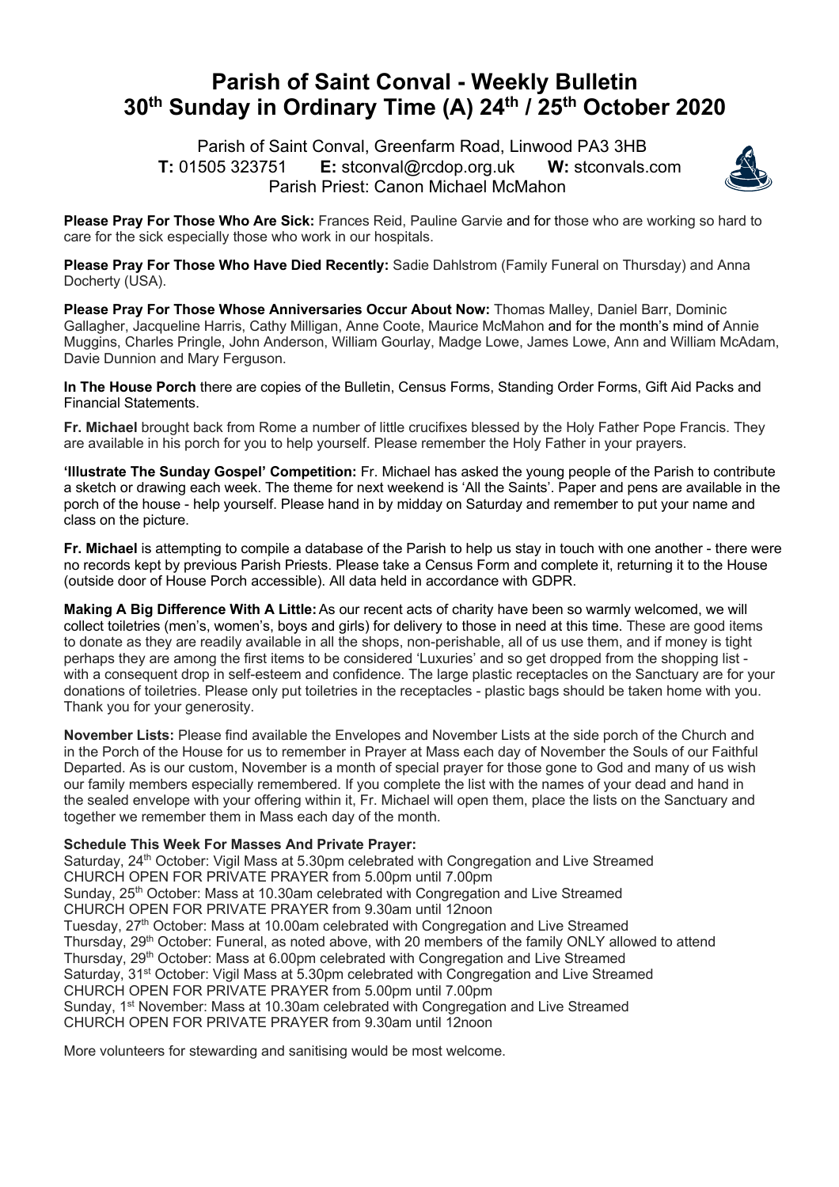# Parish of Saint Conval - Weekly Bulletin
# 30th Sunday in Ordinary Time (A) 24th / 25th October 2020

Parish of Saint Conval, Greenfarm Road, Linwood PA3 3HB
**T:** 01505 323751 **E:** stconval@rcdop.org.uk **W:** stconvals.com
Parish Priest: Canon Michael McMahon

**Please Pray For Those Who Are Sick:** Frances Reid, Pauline Garvie and for those who are working so hard to care for the sick especially those who work in our hospitals.

**Please Pray For Those Who Have Died Recently:** Sadie Dahlstrom (Family Funeral on Thursday) and Anna Docherty (USA).

**Please Pray For Those Whose Anniversaries Occur About Now:** Thomas Malley, Daniel Barr, Dominic Gallagher, Jacqueline Harris, Cathy Milligan, Anne Coote, Maurice McMahon and for the month's mind of Annie Muggins, Charles Pringle, John Anderson, William Gourlay, Madge Lowe, James Lowe, Ann and William McAdam, Davie Dunnion and Mary Ferguson.

**In The House Porch** there are copies of the Bulletin, Census Forms, Standing Order Forms, Gift Aid Packs and Financial Statements.

**Fr. Michael** brought back from Rome a number of little crucifixes blessed by the Holy Father Pope Francis. They are available in his porch for you to help yourself. Please remember the Holy Father in your prayers.

**'Illustrate The Sunday Gospel' Competition:** Fr. Michael has asked the young people of the Parish to contribute a sketch or drawing each week. The theme for next weekend is 'All the Saints'. Paper and pens are available in the porch of the house - help yourself. Please hand in by midday on Saturday and remember to put your name and class on the picture.

**Fr. Michael** is attempting to compile a database of the Parish to help us stay in touch with one another - there were no records kept by previous Parish Priests. Please take a Census Form and complete it, returning it to the House (outside door of House Porch accessible). All data held in accordance with GDPR.

**Making A Big Difference With A Little:** As our recent acts of charity have been so warmly welcomed, we will collect toiletries (men's, women's, boys and girls) for delivery to those in need at this time. These are good items to donate as they are readily available in all the shops, non-perishable, all of us use them, and if money is tight perhaps they are among the first items to be considered 'Luxuries' and so get dropped from the shopping list - with a consequent drop in self-esteem and confidence. The large plastic receptacles on the Sanctuary are for your donations of toiletries. Please only put toiletries in the receptacles - plastic bags should be taken home with you. Thank you for your generosity.

**November Lists:** Please find available the Envelopes and November Lists at the side porch of the Church and in the Porch of the House for us to remember in Prayer at Mass each day of November the Souls of our Faithful Departed. As is our custom, November is a month of special prayer for those gone to God and many of us wish our family members especially remembered. If you complete the list with the names of your dead and hand in the sealed envelope with your offering within it, Fr. Michael will open them, place the lists on the Sanctuary and together we remember them in Mass each day of the month.

**Schedule This Week For Masses And Private Prayer:**
Saturday, 24th October: Vigil Mass at 5.30pm celebrated with Congregation and Live Streamed
CHURCH OPEN FOR PRIVATE PRAYER from 5.00pm until 7.00pm
Sunday, 25th October: Mass at 10.30am celebrated with Congregation and Live Streamed
CHURCH OPEN FOR PRIVATE PRAYER from 9.30am until 12noon
Tuesday, 27th October: Mass at 10.00am celebrated with Congregation and Live Streamed
Thursday, 29th October: Funeral, as noted above, with 20 members of the family ONLY allowed to attend
Thursday, 29th October: Mass at 6.00pm celebrated with Congregation and Live Streamed
Saturday, 31st October: Vigil Mass at 5.30pm celebrated with Congregation and Live Streamed
CHURCH OPEN FOR PRIVATE PRAYER from 5.00pm until 7.00pm
Sunday, 1st November: Mass at 10.30am celebrated with Congregation and Live Streamed
CHURCH OPEN FOR PRIVATE PRAYER from 9.30am until 12noon

More volunteers for stewarding and sanitising would be most welcome.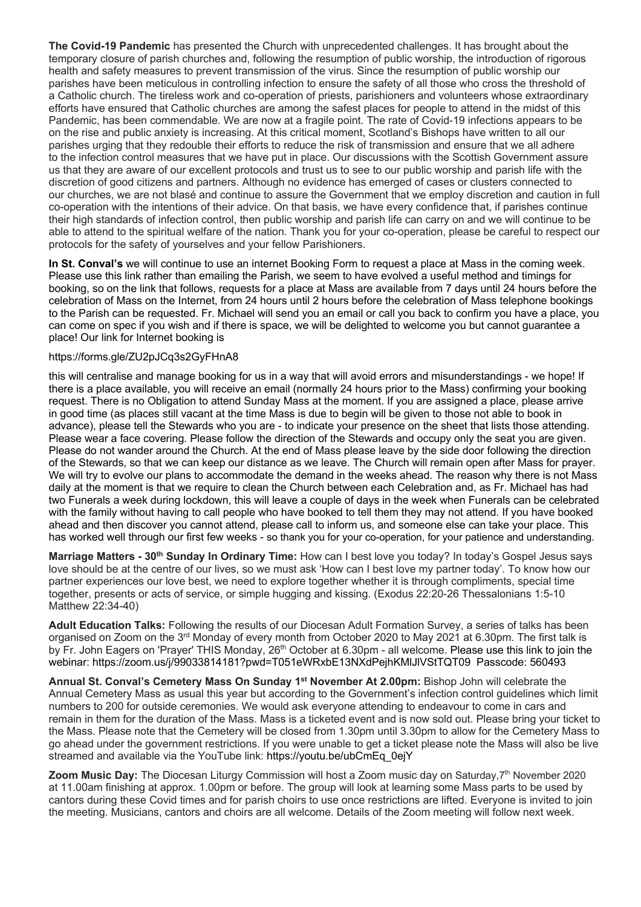**The Covid-19 Pandemic** has presented the Church with unprecedented challenges. It has brought about the temporary closure of parish churches and, following the resumption of public worship, the introduction of rigorous health and safety measures to prevent transmission of the virus. Since the resumption of public worship our parishes have been meticulous in controlling infection to ensure the safety of all those who cross the threshold of a Catholic church. The tireless work and co-operation of priests, parishioners and volunteers whose extraordinary efforts have ensured that Catholic churches are among the safest places for people to attend in the midst of this Pandemic, has been commendable. We are now at a fragile point. The rate of Covid-19 infections appears to be on the rise and public anxiety is increasing. At this critical moment, Scotland's Bishops have written to all our parishes urging that they redouble their efforts to reduce the risk of transmission and ensure that we all adhere to the infection control measures that we have put in place. Our discussions with the Scottish Government assure us that they are aware of our excellent protocols and trust us to see to our public worship and parish life with the discretion of good citizens and partners. Although no evidence has emerged of cases or clusters connected to our churches, we are not blasé and continue to assure the Government that we employ discretion and caution in full co-operation with the intentions of their advice. On that basis, we have every confidence that, if parishes continue their high standards of infection control, then public worship and parish life can carry on and we will continue to be able to attend to the spiritual welfare of the nation. Thank you for your co-operation, please be careful to respect our protocols for the safety of yourselves and your fellow Parishioners.

**In St. Conval's** we will continue to use an internet Booking Form to request a place at Mass in the coming week. Please use this link rather than emailing the Parish, we seem to have evolved a useful method and timings for booking, so on the link that follows, requests for a place at Mass are available from 7 days until 24 hours before the celebration of Mass on the Internet, from 24 hours until 2 hours before the celebration of Mass telephone bookings to the Parish can be requested. Fr. Michael will send you an email or call you back to confirm you have a place, you can come on spec if you wish and if there is space, we will be delighted to welcome you but cannot guarantee a place! Our link for Internet booking is

https://forms.gle/ZU2pJCq3s2GyFHnA8

this will centralise and manage booking for us in a way that will avoid errors and misunderstandings - we hope! If there is a place available, you will receive an email (normally 24 hours prior to the Mass) confirming your booking request. There is no Obligation to attend Sunday Mass at the moment. If you are assigned a place, please arrive in good time (as places still vacant at the time Mass is due to begin will be given to those not able to book in advance), please tell the Stewards who you are - to indicate your presence on the sheet that lists those attending. Please wear a face covering. Please follow the direction of the Stewards and occupy only the seat you are given. Please do not wander around the Church. At the end of Mass please leave by the side door following the direction of the Stewards, so that we can keep our distance as we leave. The Church will remain open after Mass for prayer. We will try to evolve our plans to accommodate the demand in the weeks ahead. The reason why there is not Mass daily at the moment is that we require to clean the Church between each Celebration and, as Fr. Michael has had two Funerals a week during lockdown, this will leave a couple of days in the week when Funerals can be celebrated with the family without having to call people who have booked to tell them they may not attend. If you have booked ahead and then discover you cannot attend, please call to inform us, and someone else can take your place. This has worked well through our first few weeks - so thank you for your co-operation, for your patience and understanding.

**Marriage Matters - 30th Sunday In Ordinary Time:** How can I best love you today? In today's Gospel Jesus says love should be at the centre of our lives, so we must ask 'How can I best love my partner today'. To know how our partner experiences our love best, we need to explore together whether it is through compliments, special time together, presents or acts of service, or simple hugging and kissing. (Exodus 22:20-26 Thessalonians 1:5-10 Matthew 22:34-40)

**Adult Education Talks:** Following the results of our Diocesan Adult Formation Survey, a series of talks has been organised on Zoom on the 3rd Monday of every month from October 2020 to May 2021 at 6.30pm. The first talk is by Fr. John Eagers on 'Prayer' THIS Monday, 26th October at 6.30pm - all welcome. Please use this link to join the webinar: https://zoom.us/j/99033814181?pwd=T051eWRxbE13NXdPejhKMlJlVStTQT09 Passcode: 560493

**Annual St. Conval's Cemetery Mass On Sunday 1st November At 2.00pm:** Bishop John will celebrate the Annual Cemetery Mass as usual this year but according to the Government's infection control guidelines which limit numbers to 200 for outside ceremonies. We would ask everyone attending to endeavour to come in cars and remain in them for the duration of the Mass. Mass is a ticketed event and is now sold out. Please bring your ticket to the Mass. Please note that the Cemetery will be closed from 1.30pm until 3.30pm to allow for the Cemetery Mass to go ahead under the government restrictions. If you were unable to get a ticket please note the Mass will also be live streamed and available via the YouTube link: https://youtu.be/ubCmEq_0ejY

**Zoom Music Day:** The Diocesan Liturgy Commission will host a Zoom music day on Saturday,7th November 2020 at 11.00am finishing at approx. 1.00pm or before. The group will look at learning some Mass parts to be used by cantors during these Covid times and for parish choirs to use once restrictions are lifted. Everyone is invited to join the meeting. Musicians, cantors and choirs are all welcome. Details of the Zoom meeting will follow next week.